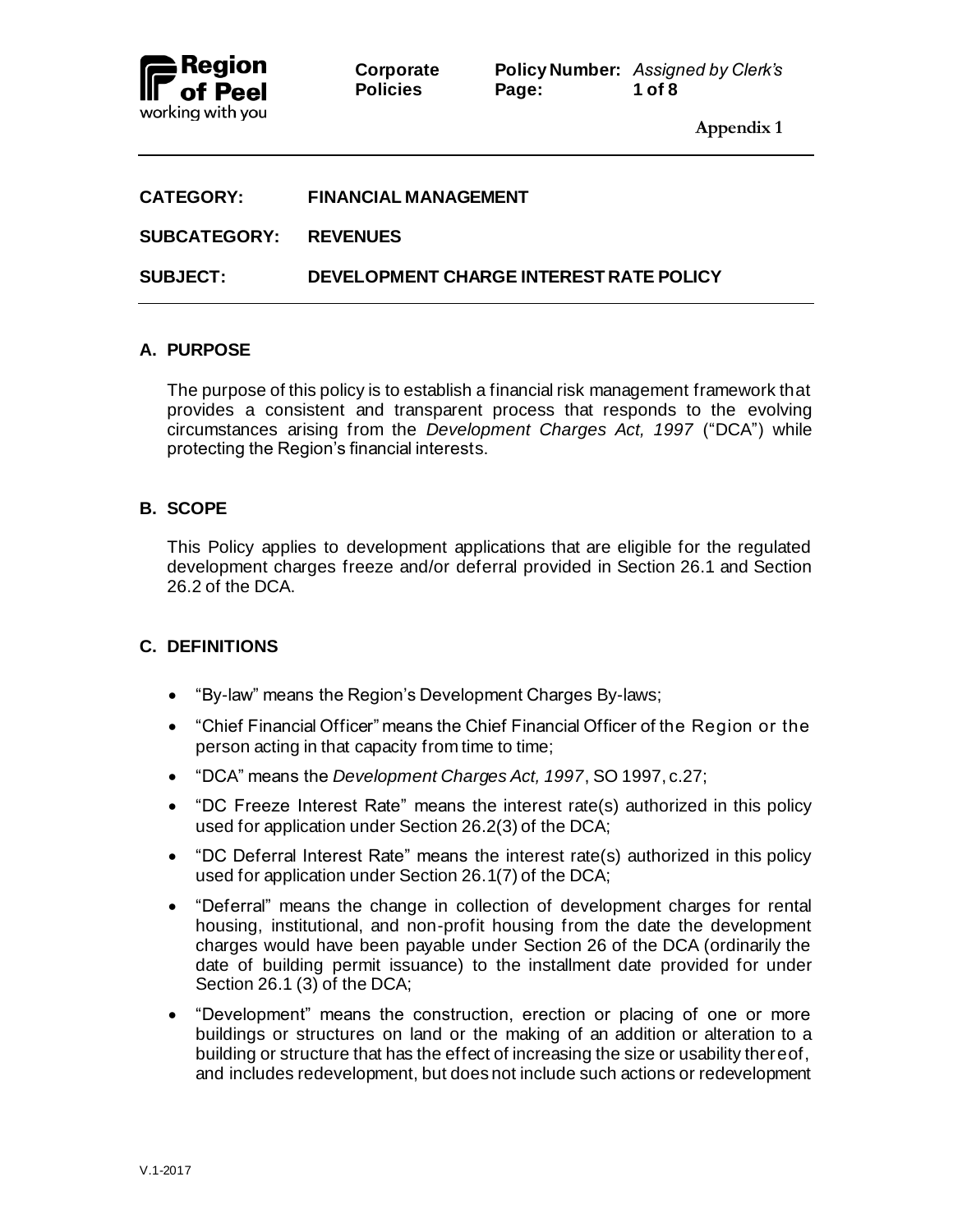Appendix 1

| CATEGORY: | FINANCIAL MANAGEMENT |
| --- | --- |
| SUBCATEGORY: | REVENUES |
| SUBJECT: | DEVELOPMENT CHARGE INTEREST RATE POLICY |

## A. PURPOSE

The purpose of this policy is to establish a financial risk management framework that provides a consistent and transparent process that responds to the evolving circumstances arising from the *Development Charges Act, 1997* ("DCA") while protecting the Region's financial interests.

## B. SCOPE

This Policy applies to development applications that are eligible for the regulated development charges freeze and/or deferral provided in Section 26.1 and Section 26.2 of the DCA.

## C. DEFINITIONS

- "By-law" means the Region's Development Charges By-laws;
- "Chief Financial Officer" means the Chief Financial Officer of the Region or the person acting in that capacity from time to time;
- "DCA" means the *Development Charges Act, 1997*, SO 1997, c.27;
- "DC Freeze Interest Rate" means the interest rate(s) authorized in this policy used for application under Section 26.2(3) of the DCA;
- "DC Deferral Interest Rate" means the interest rate(s) authorized in this policy used for application under Section 26.1(7) of the DCA;
- "Deferral" means the change in collection of development charges for rental housing, institutional, and non-profit housing from the date the development charges would have been payable under Section 26 of the DCA (ordinarily the date of building permit issuance) to the installment date provided for under Section 26.1 (3) of the DCA;
- "Development" means the construction, erection or placing of one or more buildings or structures on land or the making of an addition or alteration to a building or structure that has the effect of increasing the size or usability thereof, and includes redevelopment, but does not include such actions or redevelopment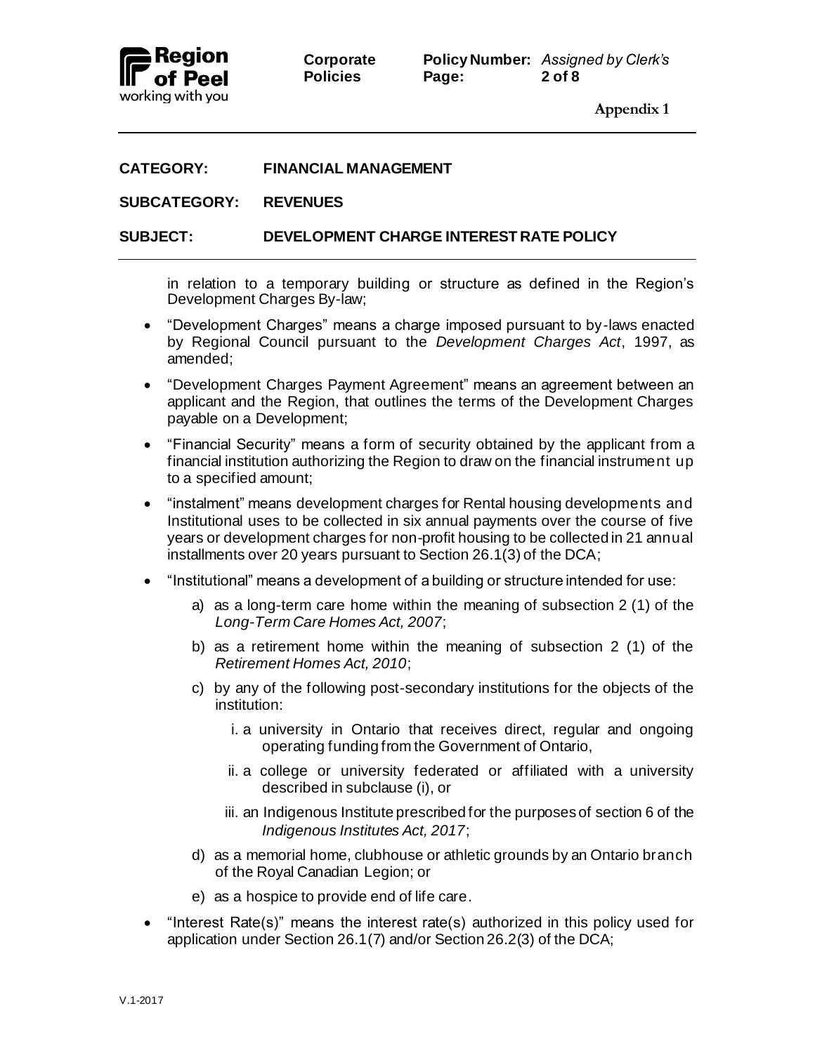**CATEGORY:** FINANCIAL MANAGEMENT

**SUBCATEGORY:** REVENUES

**SUBJECT:** DEVELOPMENT CHARGE INTEREST RATE POLICY

in relation to a temporary building or structure as defined in the Region's Development Charges By-law;

- "Development Charges" means a charge imposed pursuant to by-laws enacted by Regional Council pursuant to the *Development Charges Act*, 1997, as amended;
- "Development Charges Payment Agreement" means an agreement between an applicant and the Region, that outlines the terms of the Development Charges payable on a Development;
- "Financial Security" means a form of security obtained by the applicant from a financial institution authorizing the Region to draw on the financial instrument up to a specified amount;
- "instalment" means development charges for Rental housing developments and Institutional uses to be collected in six annual payments over the course of five years or development charges for non-profit housing to be collected in 21 annual installments over 20 years pursuant to Section 26.1(3) of the DCA;
- "Institutional" means a development of a building or structure intended for use:
  - a) as a long-term care home within the meaning of subsection 2 (1) of the *Long-Term Care Homes Act, 2007*;
  - b) as a retirement home within the meaning of subsection 2 (1) of the *Retirement Homes Act, 2010*;
  - c) by any of the following post-secondary institutions for the objects of the institution:
    - i. a university in Ontario that receives direct, regular and ongoing operating funding from the Government of Ontario,
    - ii. a college or university federated or affiliated with a university described in subclause (i), or
    - iii. an Indigenous Institute prescribed for the purposes of section 6 of the *Indigenous Institutes Act, 2017*;
  - d) as a memorial home, clubhouse or athletic grounds by an Ontario branch of the Royal Canadian Legion; or
  - e) as a hospice to provide end of life care.
- "Interest Rate(s)" means the interest rate(s) authorized in this policy used for application under Section 26.1(7) and/or Section 26.2(3) of the DCA;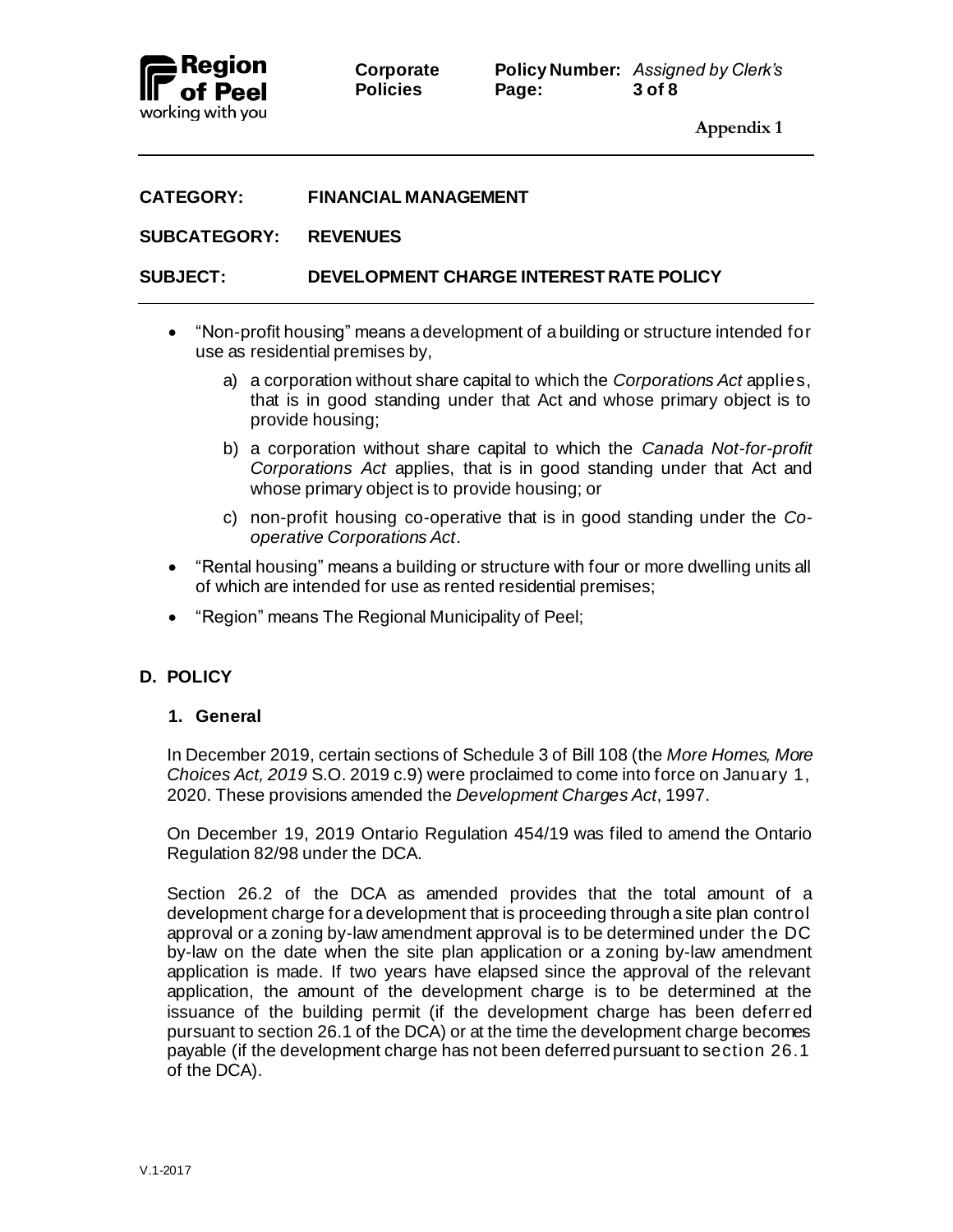**CATEGORY:** FINANCIAL MANAGEMENT

**SUBCATEGORY:** REVENUES

**SUBJECT:** DEVELOPMENT CHARGE INTEREST RATE POLICY

- "Non-profit housing" means a development of a building or structure intended for use as residential premises by,
  - a) a corporation without share capital to which the *Corporations Act* applies, that is in good standing under that Act and whose primary object is to provide housing;
  - b) a corporation without share capital to which the *Canada Not-for-profit Corporations Act* applies, that is in good standing under that Act and whose primary object is to provide housing; or
  - c) non-profit housing co-operative that is in good standing under the *Co-operative Corporations Act*.
- "Rental housing" means a building or structure with four or more dwelling units all of which are intended for use as rented residential premises;
- "Region" means The Regional Municipality of Peel;

## D. POLICY

### 1. General

In December 2019, certain sections of Schedule 3 of Bill 108 (the *More Homes, More Choices Act, 2019* S.O. 2019 c.9) were proclaimed to come into force on January 1, 2020. These provisions amended the *Development Charges Act*, 1997.

On December 19, 2019 Ontario Regulation 454/19 was filed to amend the Ontario Regulation 82/98 under the DCA.

Section 26.2 of the DCA as amended provides that the total amount of a development charge for a development that is proceeding through a site plan control approval or a zoning by-law amendment approval is to be determined under the DC by-law on the date when the site plan application or a zoning by-law amendment application is made. If two years have elapsed since the approval of the relevant application, the amount of the development charge is to be determined at the issuance of the building permit (if the development charge has been deferred pursuant to section 26.1 of the DCA) or at the time the development charge becomes payable (if the development charge has not been deferred pursuant to section 26.1 of the DCA).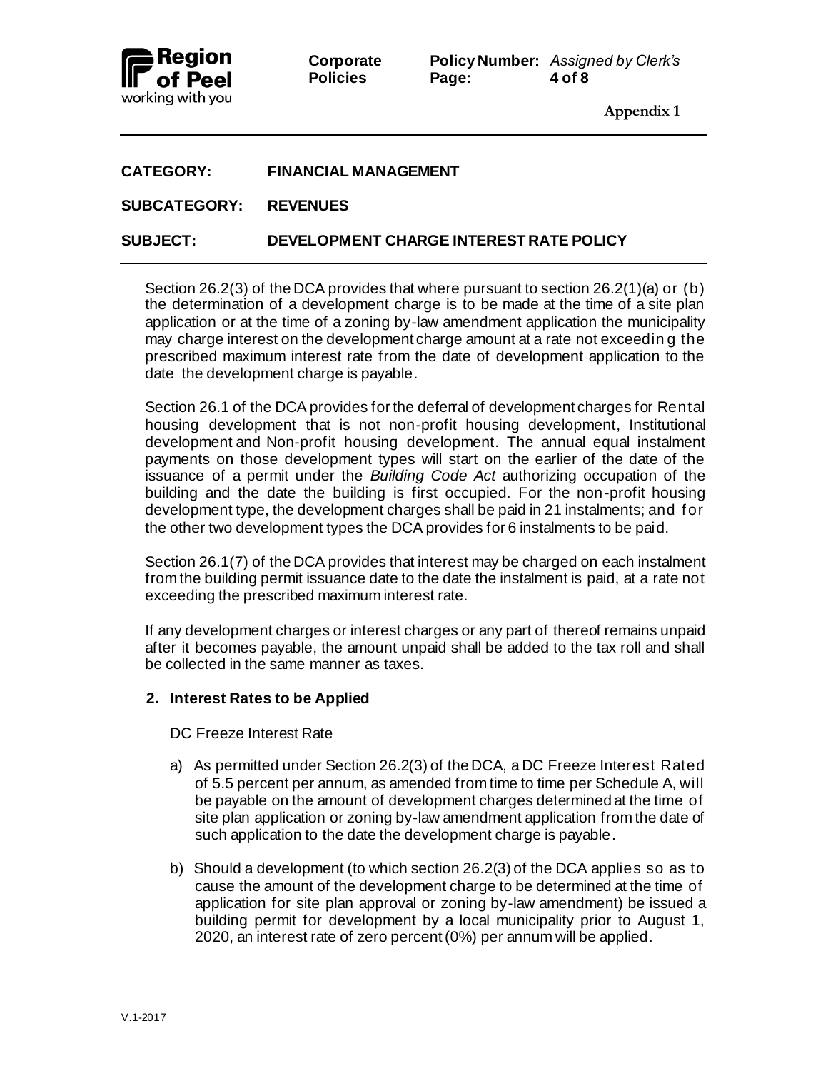Section 26.2(3) of the DCA provides that where pursuant to section 26.2(1)(a) or (b) the determination of a development charge is to be made at the time of a site plan application or at the time of a zoning by-law amendment application the municipality may charge interest on the development charge amount at a rate not exceeding the prescribed maximum interest rate from the date of development application to the date the development charge is payable.

Section 26.1 of the DCA provides for the deferral of development charges for Rental housing development that is not non-profit housing development, Institutional development and Non-profit housing development. The annual equal instalment payments on those development types will start on the earlier of the date of the issuance of a permit under the *Building Code Act* authorizing occupation of the building and the date the building is first occupied. For the non-profit housing development type, the development charges shall be paid in 21 instalments; and for the other two development types the DCA provides for 6 instalments to be paid.

Section 26.1(7) of the DCA provides that interest may be charged on each instalment from the building permit issuance date to the date the instalment is paid, at a rate not exceeding the prescribed maximum interest rate.

If any development charges or interest charges or any part of thereof remains unpaid after it becomes payable, the amount unpaid shall be added to the tax roll and shall be collected in the same manner as taxes.

**2. Interest Rates to be Applied**

DC Freeze Interest Rate

a) As permitted under Section 26.2(3) of the DCA, a DC Freeze Interest Rated of 5.5 percent per annum, as amended from time to time per Schedule A, will be payable on the amount of development charges determined at the time of site plan application or zoning by-law amendment application from the date of such application to the date the development charge is payable.

b) Should a development (to which section 26.2(3) of the DCA applies so as to cause the amount of the development charge to be determined at the time of application for site plan approval or zoning by-law amendment) be issued a building permit for development by a local municipality prior to August 1, 2020, an interest rate of zero percent (0%) per annum will be applied.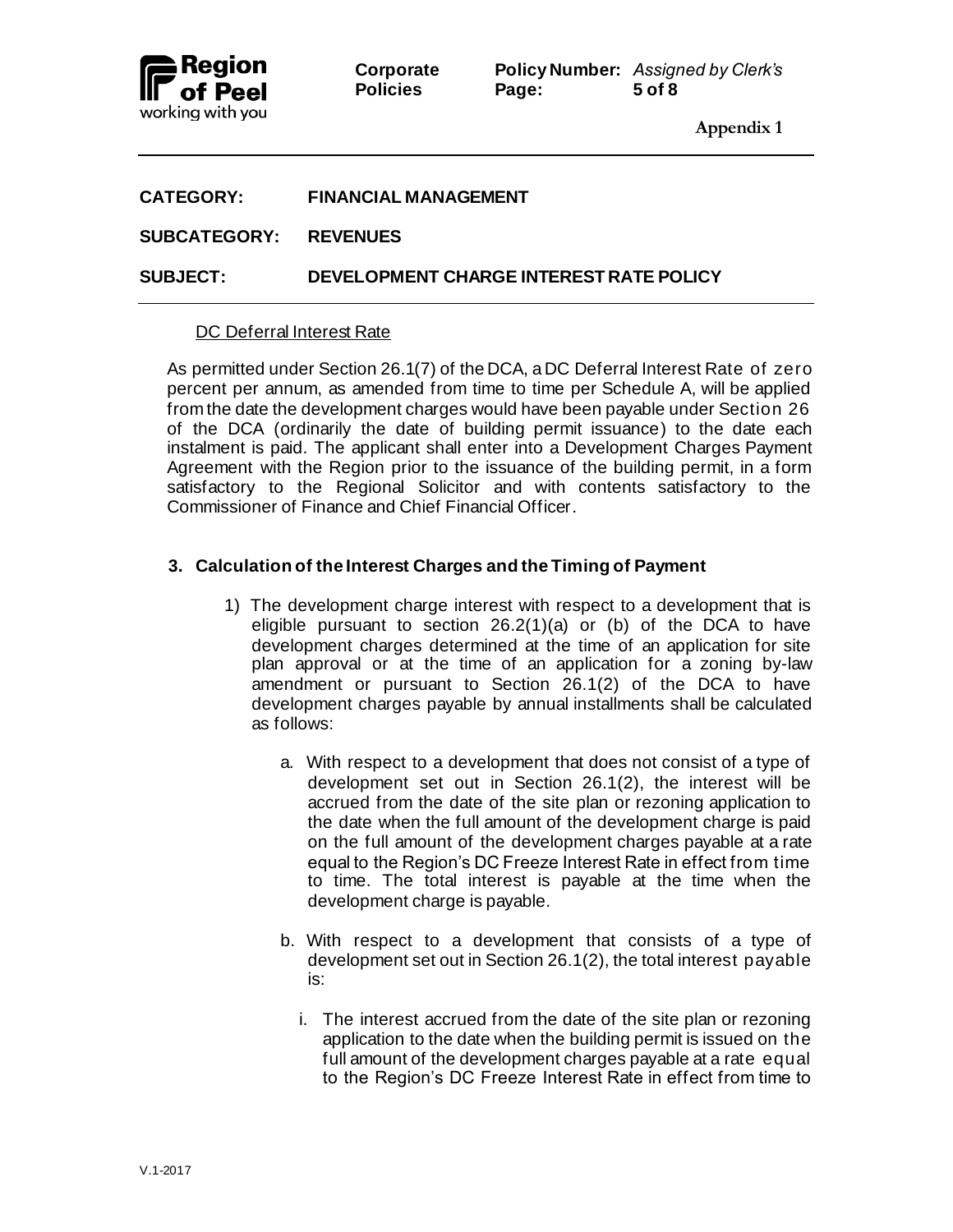**CATEGORY:** FINANCIAL MANAGEMENT

**SUBCATEGORY:** REVENUES

**SUBJECT:** DEVELOPMENT CHARGE INTEREST RATE POLICY

DC Deferral Interest Rate

As permitted under Section 26.1(7) of the DCA, a DC Deferral Interest Rate of zero percent per annum, as amended from time to time per Schedule A, will be applied from the date the development charges would have been payable under Section 26 of the DCA (ordinarily the date of building permit issuance) to the date each instalment is paid. The applicant shall enter into a Development Charges Payment Agreement with the Region prior to the issuance of the building permit, in a form satisfactory to the Regional Solicitor and with contents satisfactory to the Commissioner of Finance and Chief Financial Officer.

**3. Calculation of the Interest Charges and the Timing of Payment**

1) The development charge interest with respect to a development that is eligible pursuant to section 26.2(1)(a) or (b) of the DCA to have development charges determined at the time of an application for site plan approval or at the time of an application for a zoning by-law amendment or pursuant to Section 26.1(2) of the DCA to have development charges payable by annual installments shall be calculated as follows:

   a. With respect to a development that does not consist of a type of development set out in Section 26.1(2), the interest will be accrued from the date of the site plan or rezoning application to the date when the full amount of the development charge is paid on the full amount of the development charges payable at a rate equal to the Region's DC Freeze Interest Rate in effect from time to time. The total interest is payable at the time when the development charge is payable.

   b. With respect to a development that consists of a type of development set out in Section 26.1(2), the total interest payable is:

      i. The interest accrued from the date of the site plan or rezoning application to the date when the building permit is issued on the full amount of the development charges payable at a rate equal to the Region's DC Freeze Interest Rate in effect from time to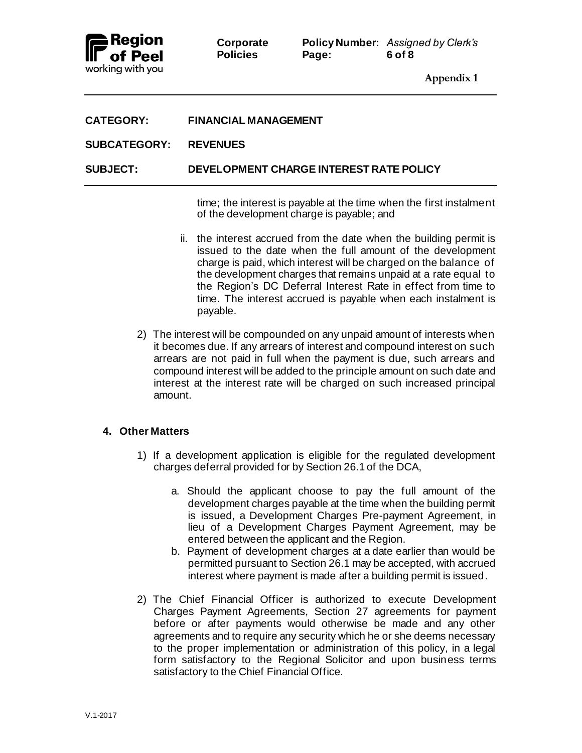time; the interest is payable at the time when the first instalment of the development charge is payable; and

ii. the interest accrued from the date when the building permit is issued to the date when the full amount of the development charge is paid, which interest will be charged on the balance of the development charges that remains unpaid at a rate equal to the Region's DC Deferral Interest Rate in effect from time to time. The interest accrued is payable when each instalment is payable.

2) The interest will be compounded on any unpaid amount of interests when it becomes due. If any arrears of interest and compound interest on such arrears are not paid in full when the payment is due, such arrears and compound interest will be added to the principle amount on such date and interest at the interest rate will be charged on such increased principal amount.

## 4. Other Matters

1) If a development application is eligible for the regulated development charges deferral provided for by Section 26.1 of the DCA,

   a. Should the applicant choose to pay the full amount of the development charges payable at the time when the building permit is issued, a Development Charges Pre-payment Agreement, in lieu of a Development Charges Payment Agreement, may be entered between the applicant and the Region.

   b. Payment of development charges at a date earlier than would be permitted pursuant to Section 26.1 may be accepted, with accrued interest where payment is made after a building permit is issued.

2) The Chief Financial Officer is authorized to execute Development Charges Payment Agreements, Section 27 agreements for payment before or after payments would otherwise be made and any other agreements and to require any security which he or she deems necessary to the proper implementation or administration of this policy, in a legal form satisfactory to the Regional Solicitor and upon business terms satisfactory to the Chief Financial Office.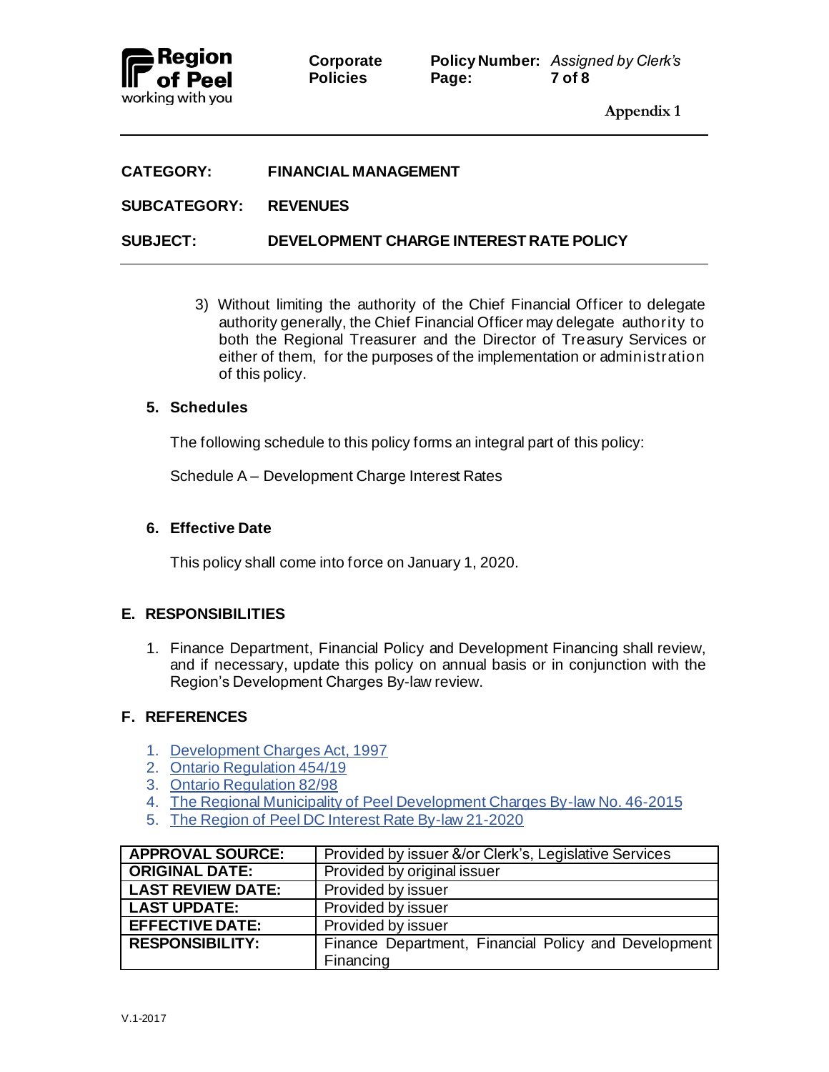**Appendix 1**

| | |
|---|---|
| **CATEGORY:** | **FINANCIAL MANAGEMENT** |
| **SUBCATEGORY:** | **REVENUES** |
| **SUBJECT:** | **DEVELOPMENT CHARGE INTEREST RATE POLICY** |

3) Without limiting the authority of the Chief Financial Officer to delegate authority generally, the Chief Financial Officer may delegate authority to both the Regional Treasurer and the Director of Treasury Services or either of them, for the purposes of the implementation or administration of this policy.

### 5. Schedules

The following schedule to this policy forms an integral part of this policy:

Schedule A – Development Charge Interest Rates

### 6. Effective Date

This policy shall come into force on January 1, 2020.

## E. RESPONSIBILITIES

1. Finance Department, Financial Policy and Development Financing shall review, and if necessary, update this policy on annual basis or in conjunction with the Region's Development Charges By-law review.

## F. REFERENCES

1. Development Charges Act, 1997
2. Ontario Regulation 454/19
3. Ontario Regulation 82/98
4. The Regional Municipality of Peel Development Charges By-law No. 46-2015
5. The Region of Peel DC Interest Rate By-law 21-2020

| | |
|---|---|
| **APPROVAL SOURCE:** | Provided by issuer &/or Clerk's, Legislative Services |
| **ORIGINAL DATE:** | Provided by original issuer |
| **LAST REVIEW DATE:** | Provided by issuer |
| **LAST UPDATE:** | Provided by issuer |
| **EFFECTIVE DATE:** | Provided by issuer |
| **RESPONSIBILITY:** | Finance Department, Financial Policy and Development Financing |

V.1-2017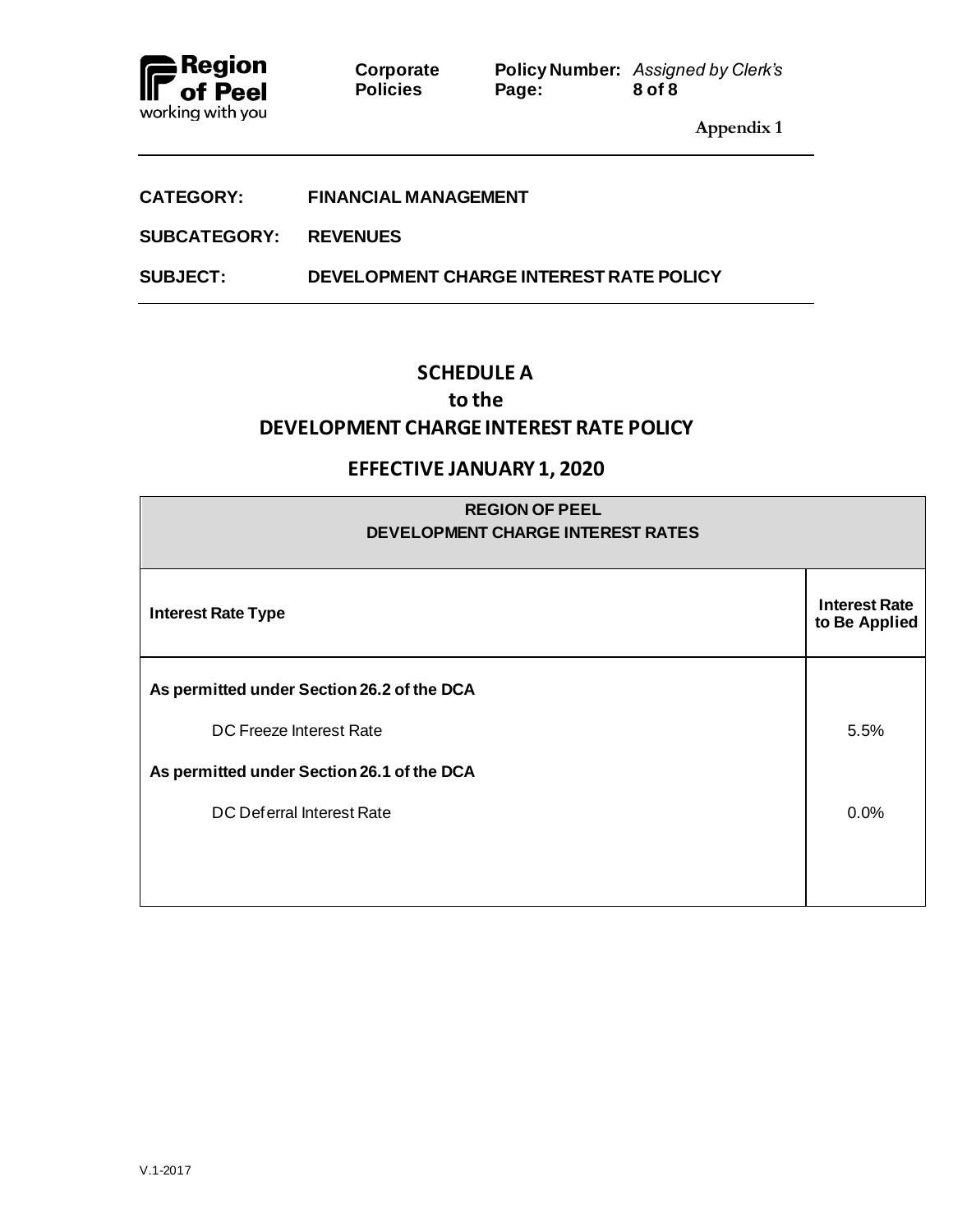Appendix 1

**CATEGORY:** FINANCIAL MANAGEMENT

**SUBCATEGORY:** REVENUES

**SUBJECT:** DEVELOPMENT CHARGE INTEREST RATE POLICY

## SCHEDULE A
## to the
## DEVELOPMENT CHARGE INTEREST RATE POLICY

## EFFECTIVE JANUARY 1, 2020

| REGION OF PEEL DEVELOPMENT CHARGE INTEREST RATES | |
|---|---|
| **Interest Rate Type** | **Interest Rate to Be Applied** |
| **As permitted under Section 26.2 of the DCA** | |
| DC Freeze Interest Rate | 5.5% |
| **As permitted under Section 26.1 of the DCA** | |
| DC Deferral Interest Rate | 0.0% |

V.1-2017